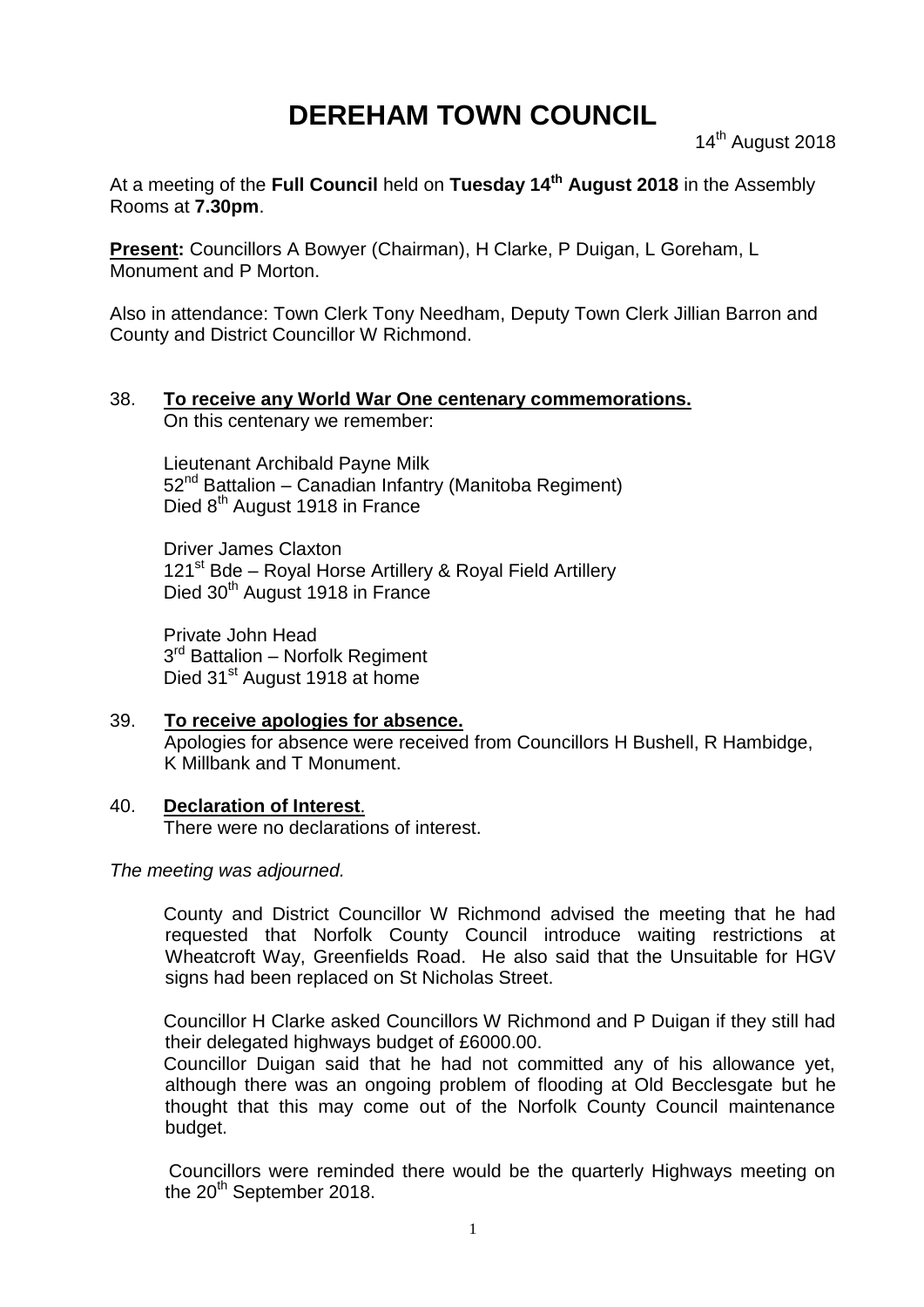# DEREHAM TOWN COUNCIL

14th August 2018

At a meeting of the **Full Council** held on **Tuesday 14th August 2018** in the Assembly Rooms at **7.30pm**.

**Present:** Councillors A Bowyer (Chairman), H Clarke, P Duigan, L Goreham, L Monument and P Morton.

Also in attendance: Town Clerk Tony Needham, Deputy Town Clerk Jillian Barron and County and District Councillor W Richmond.

38. **To receive any World War One centenary commemorations.**

    On this centenary we remember:

    Lieutenant Archibald Payne Milk
    52nd Battalion – Canadian Infantry (Manitoba Regiment)
    Died 8th August 1918 in France

    Driver James Claxton
    121st Bde – Royal Horse Artillery & Royal Field Artillery
    Died 30th August 1918 in France

    Private John Head
    3rd Battalion – Norfolk Regiment
    Died 31st August 1918 at home

39. **To receive apologies for absence.**

    Apologies for absence were received from Councillors H Bushell, R Hambidge, K Millbank and T Monument.

40. **Declaration of Interest**.

    There were no declarations of interest.

*The meeting was adjourned.*

County and District Councillor W Richmond advised the meeting that he had requested that Norfolk County Council introduce waiting restrictions at Wheatcroft Way, Greenfields Road. He also said that the Unsuitable for HGV signs had been replaced on St Nicholas Street.

Councillor H Clarke asked Councillors W Richmond and P Duigan if they still had their delegated highways budget of £6000.00.

Councillor Duigan said that he had not committed any of his allowance yet, although there was an ongoing problem of flooding at Old Becclesgate but he thought that this may come out of the Norfolk County Council maintenance budget.

Councillors were reminded there would be the quarterly Highways meeting on the 20th September 2018.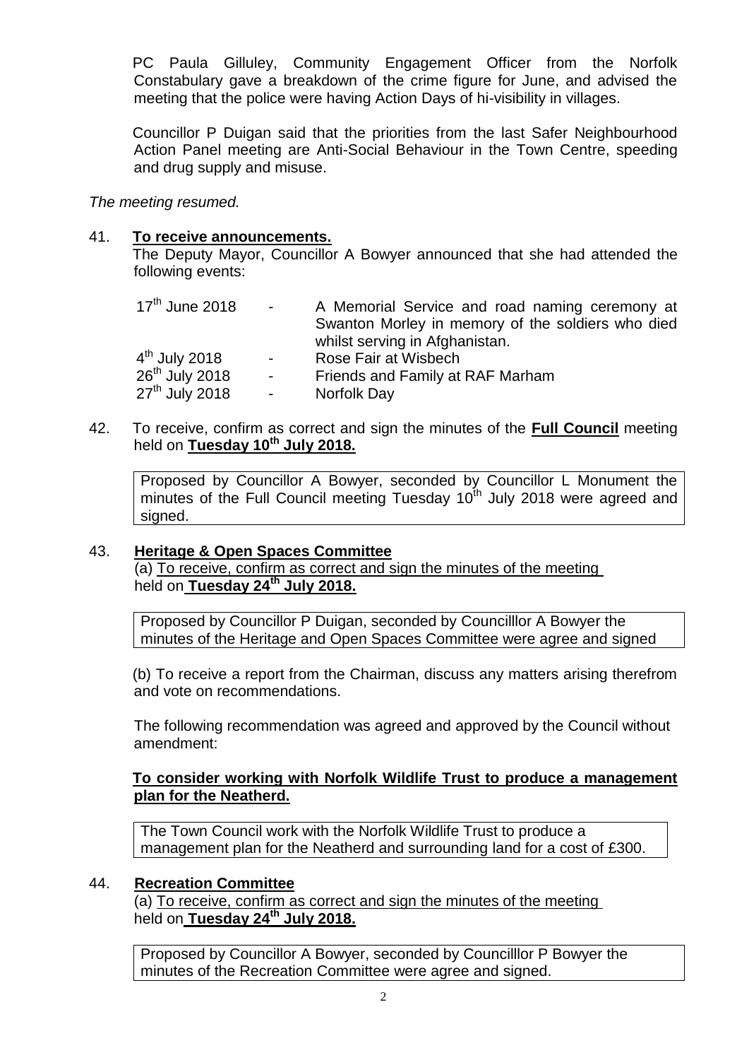PC Paula Gilluley, Community Engagement Officer from the Norfolk Constabulary gave a breakdown of the crime figure for June, and advised the meeting that the police were having Action Days of hi-visibility in villages.

Councillor P Duigan said that the priorities from the last Safer Neighbourhood Action Panel meeting are Anti-Social Behaviour in the Town Centre, speeding and drug supply and misuse.

*The meeting resumed.*

41. **To receive announcements.**

The Deputy Mayor, Councillor A Bowyer announced that she had attended the following events:

| | | |
|---|---|---|
| 17th June 2018 | - | A Memorial Service and road naming ceremony at Swanton Morley in memory of the soldiers who died whilst serving in Afghanistan. |
| 4th July 2018 | - | Rose Fair at Wisbech |
| 26th July 2018 | - | Friends and Family at RAF Marham |
| 27th July 2018 | - | Norfolk Day |

42. To receive, confirm as correct and sign the minutes of the **Full Council** meeting held on **Tuesday 10th July 2018.**

Proposed by Councillor A Bowyer, seconded by Councillor L Monument the minutes of the Full Council meeting Tuesday 10th July 2018 were agreed and signed.

43. **Heritage & Open Spaces Committee**

(a) To receive, confirm as correct and sign the minutes of the meeting held on **Tuesday 24th July 2018.**

Proposed by Councillor P Duigan, seconded by Councilllor A Bowyer the minutes of the Heritage and Open Spaces Committee were agree and signed

(b) To receive a report from the Chairman, discuss any matters arising therefrom and vote on recommendations.

The following recommendation was agreed and approved by the Council without amendment:

**To consider working with Norfolk Wildlife Trust to produce a management plan for the Neatherd.**

The Town Council work with the Norfolk Wildlife Trust to produce a management plan for the Neatherd and surrounding land for a cost of £300.

44. **Recreation Committee**

(a) To receive, confirm as correct and sign the minutes of the meeting held on **Tuesday 24th July 2018.**

Proposed by Councillor A Bowyer, seconded by Councilllor P Bowyer the minutes of the Recreation Committee were agree and signed.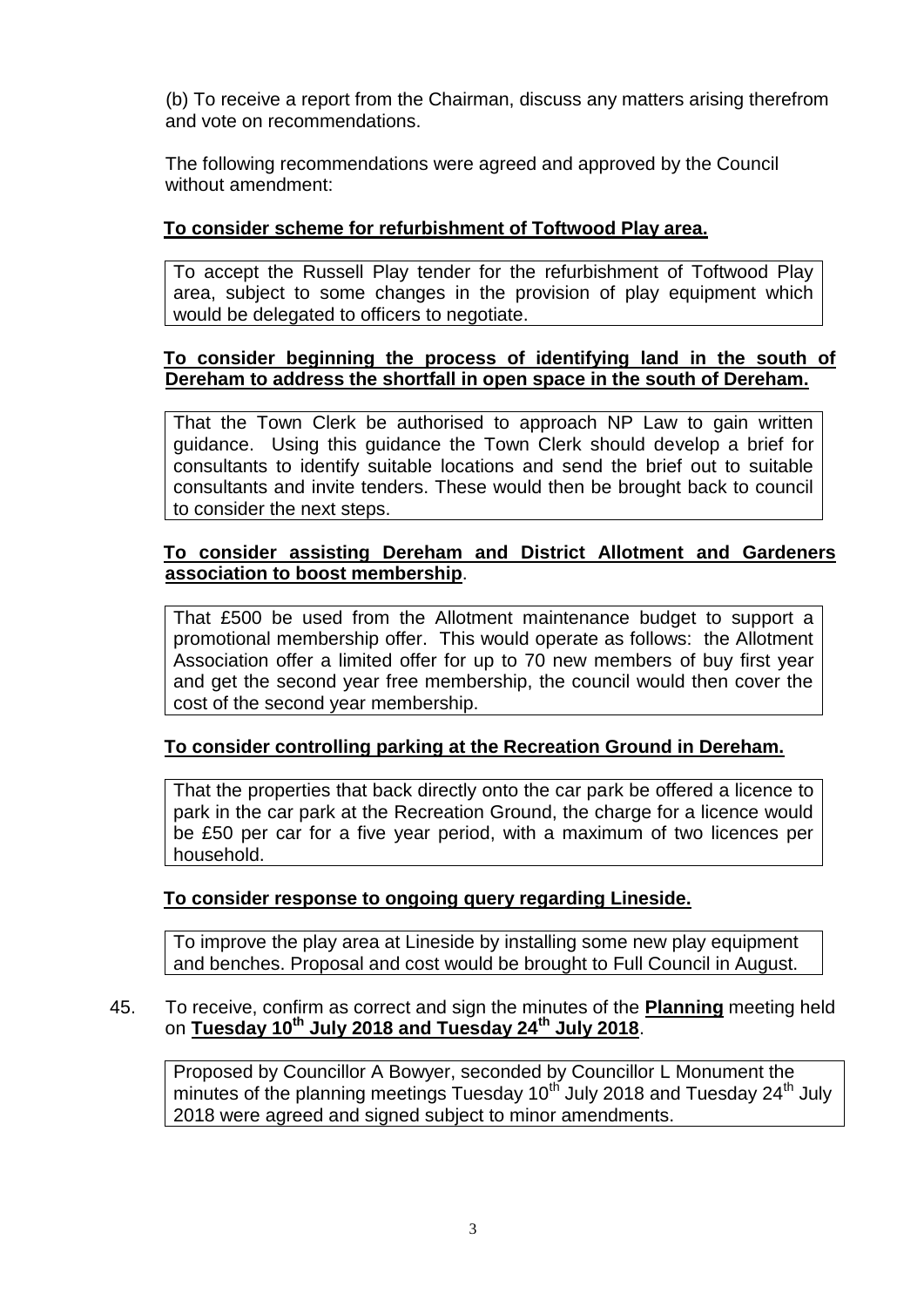(b) To receive a report from the Chairman, discuss any matters arising therefrom and vote on recommendations.

The following recommendations were agreed and approved by the Council without amendment:

**To consider scheme for refurbishment of Toftwood Play area.**

To accept the Russell Play tender for the refurbishment of Toftwood Play area, subject to some changes in the provision of play equipment which would be delegated to officers to negotiate.

**To consider beginning the process of identifying land in the south of Dereham to address the shortfall in open space in the south of Dereham.**

That the Town Clerk be authorised to approach NP Law to gain written guidance. Using this guidance the Town Clerk should develop a brief for consultants to identify suitable locations and send the brief out to suitable consultants and invite tenders. These would then be brought back to council to consider the next steps.

**To consider assisting Dereham and District Allotment and Gardeners association to boost membership**.

That £500 be used from the Allotment maintenance budget to support a promotional membership offer. This would operate as follows: the Allotment Association offer a limited offer for up to 70 new members of buy first year and get the second year free membership, the council would then cover the cost of the second year membership.

**To consider controlling parking at the Recreation Ground in Dereham.**

That the properties that back directly onto the car park be offered a licence to park in the car park at the Recreation Ground, the charge for a licence would be £50 per car for a five year period, with a maximum of two licences per household.

**To consider response to ongoing query regarding Lineside.**

To improve the play area at Lineside by installing some new play equipment and benches. Proposal and cost would be brought to Full Council in August.

45. To receive, confirm as correct and sign the minutes of the **Planning** meeting held on **Tuesday 10th July 2018 and Tuesday 24th July 2018**.

Proposed by Councillor A Bowyer, seconded by Councillor L Monument the minutes of the planning meetings Tuesday 10th July 2018 and Tuesday 24th July 2018 were agreed and signed subject to minor amendments.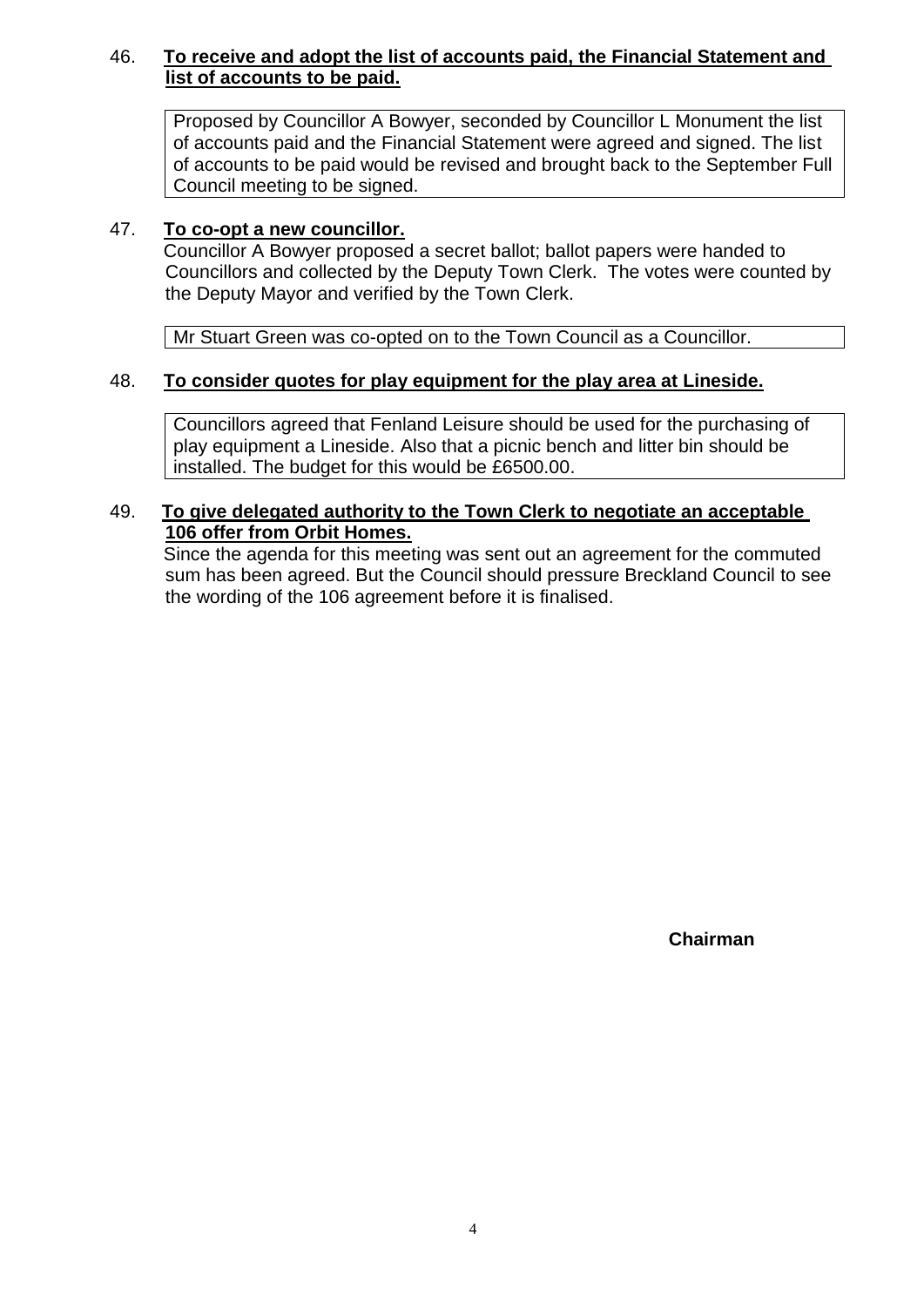46. **To receive and adopt the list of accounts paid, the Financial Statement and list of accounts to be paid.**

Proposed by Councillor A Bowyer, seconded by Councillor L Monument the list of accounts paid and the Financial Statement were agreed and signed. The list of accounts to be paid would be revised and brought back to the September Full Council meeting to be signed.

47. **To co-opt a new councillor.**

Councillor A Bowyer proposed a secret ballot; ballot papers were handed to Councillors and collected by the Deputy Town Clerk. The votes were counted by the Deputy Mayor and verified by the Town Clerk.

Mr Stuart Green was co-opted on to the Town Council as a Councillor.

48. **To consider quotes for play equipment for the play area at Lineside.**

Councillors agreed that Fenland Leisure should be used for the purchasing of play equipment a Lineside. Also that a picnic bench and litter bin should be installed. The budget for this would be £6500.00.

49. **To give delegated authority to the Town Clerk to negotiate an acceptable 106 offer from Orbit Homes.**

Since the agenda for this meeting was sent out an agreement for the commuted sum has been agreed. But the Council should pressure Breckland Council to see the wording of the 106 agreement before it is finalised.

**Chairman**